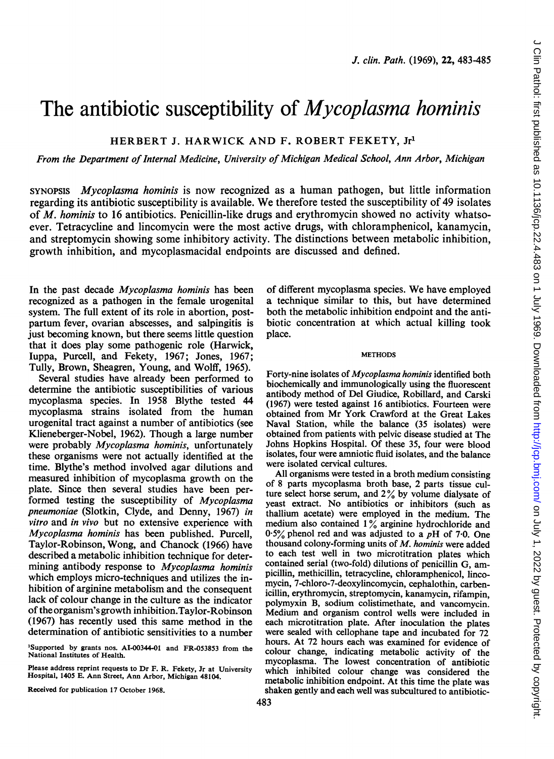# The antibiotic susceptibility of *Mycoplasma hominis*

HERBERT J. HARWICK AND F. ROBERT FEKETY, Jr[1]

*From the Department of Internal Medicine, University of Michigan Medical School, Ann Arbor, Michigan*

SYNOPSIS *Mycoplasma hominis* is now recognized as a human pathogen, but little information regarding its antibiotic susceptibility is available. We therefore tested the susceptibility of 49 isolates of *M. hominis* to 16 antibiotics. Penicillin-like drugs and erythromycin showed no activity whatsoever. Tetracycline and lincomycin were the most active drugs, with chloramphenicol, kanamycin, and streptomycin showing some inhibitory activity. The distinctions between metabolic inhibition, growth inhibition, and mycoplasmacidal endpoints are discussed and defined.

In the past decade *Mycoplasma hominis* has been recognized as a pathogen in the female urogenital system. The full extent of its role in abortion, postpartum fever, ovarian abscesses, and salpingitis is just becoming known, but there seems little question that it does play some pathogenic role (Harwick, Iuppa, Purcell, and Fekety, 1967; Jones, 1967; Tully, Brown, Sheagren, Young, and Wolff, 1965).

Several studies have already been performed to determine the antibiotic susceptibilities of various mycoplasma species. In 1958 Blythe tested 44 mycoplasma strains isolated from the human urogenital tract against a number of antibiotics (see Klieneberger-Nobel, 1962). Though a large number were probably *Mycoplasma hominis*, unfortunately these organisms were not actually identified at the time. Blythe's method involved agar dilutions and measured inhibition of mycoplasma growth on the plate. Since then several studies have been performed testing the susceptibility of *Mycoplasma pneumoniae* (Slotkin, Clyde, and Denny, 1967) *in vitro* and *in vivo* but no extensive experience with *Mycoplasma hominis* has been published. Purcell, Taylor-Robinson, Wong, and Chanock (1966) have described a metabolic inhibition technique for determining antibody response to *Mycoplasma hominis* which employs micro-techniques and utilizes the inhibition of arginine metabolism and the consequent lack of colour change in the culture as the indicator of the organism's growth inhibition. Taylor-Robinson (1967) has recently used this same method in the determination of antibiotic sensitivities to a number of different mycoplasma species. We have employed a technique similar to this, but have determined both the metabolic inhibition endpoint and the antibiotic concentration at which actual killing took place.

[1]Supported by grants nos. AI-00344-01 and FR-053853 from the National Institutes of Health.

Please address reprint requests to Dr F. R. Fekety, Jr at University Hospital, 1405 E. Ann Street, Ann Arbor, Michigan 48104.

Received for publication 17 October 1968.

## METHODS

Forty-nine isolates of *Mycoplasma hominis* identified both biochemically and immunologically using the fluorescent antibody method of Del Giudice, Robillard, and Carski (1967) were tested against 16 antibiotics. Fourteen were obtained from Mr York Crawford at the Great Lakes Naval Station, while the balance (35 isolates) were obtained from patients with pelvic disease studied at The Johns Hopkins Hospital. Of these 35, four were blood isolates, four were amniotic fluid isolates, and the balance were isolated cervical cultures.

All organisms were tested in a broth medium consisting of 8 parts mycoplasma broth base, 2 parts tissue culture select horse serum, and 2% by volume dialysate of yeast extract. No antibiotics or inhibitors (such as thallium acetate) were employed in the medium. The medium also contained 1% arginine hydrochloride and 0·5% phenol red and was adjusted to a $pH$ of 7·0. One thousand colony-forming units of *M. hominis* were added to each test well in two microtitration plates which contained serial (two-fold) dilutions of penicillin G, ampicillin, methicillin, tetracycline, chloramphenicol, lincomycin, 7-chloro-7-deoxylincomycin, cephalothin, carbenicillin, erythromycin, streptomycin, kanamycin, rifampin, polymyxin B, sodium colistimethate, and vancomycin. Medium and organism control wells were included in each microtitration plate. After inoculation the plates were sealed with cellophane tape and incubated for 72 hours. At 72 hours each was examined for evidence of colour change, indicating metabolic activity of the mycoplasma. The lowest concentration of antibiotic which inhibited colour change was considered the metabolic inhibition endpoint. At this time the plate was shaken gently and each well was subcultured to antibiotic-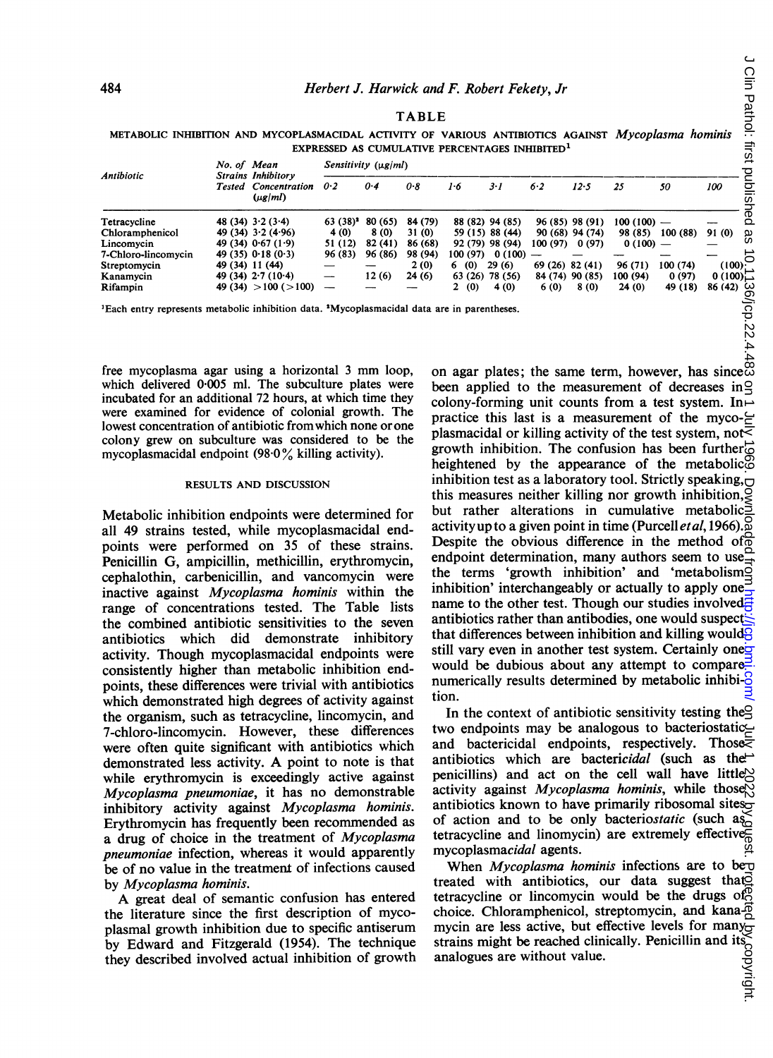## TABLE

METABOLIC INHIBITION AND MYCOPLASMACIDAL ACTIVITY OF VARIOUS ANTIBIOTICS AGAINST *Mycoplasma hominis* EXPRESSED AS CUMULATIVE PERCENTAGES INHIBITED[1]

| Antibiotic | No. of Strains Tested | Mean Inhibitory Concentration (µg/ml) | Sensitivity (µg/ml) 0·2 | 0·4 | 0·8 | 1·6 | 3·1 | 6·2 | 12·5 | 25 | 50 | 100 |
|---|---|---|---|---|---|---|---|---|---|---|---|---|
| Tetracycline | 48 (34) | 3·2 (3·4) | 63 (38)[2] | 80 (65) | 84 (79) | 88 (82) | 94 (85) | 96 (85) | 98 (91) | 100 (100) | — | — |
| Chloramphenicol | 49 (34) | 3·2 (4·96) | 4 (0) | 8 (0) | 31 (0) | 59 (15) | 88 (44) | 90 (68) | 94 (74) | 98 (85) | 100 (88) | 91 (0) |
| Lincomycin | 49 (34) | 0·67 (1·9) | 51 (12) | 82 (41) | 86 (68) | 92 (79) | 98 (94) | 100 (97) | 0 (97) | 0 (100) | — | — |
| 7-Chloro-lincomycin | 49 (35) | 0·18 (0·3) | 96 (83) | 96 (86) | 98 (94) | 100 (97) | 0 (100) | — | — | — | — | — |
| Streptomycin | 49 (34) | 11 (44) | — | — | 2 (0) | 6 (0) | 29 (6) | 69 (26) | 82 (41) | 96 (71) | 100 (74) | (100) |
| Kanamycin | 49 (34) | 2·7 (10·4) | — | 12 (6) | 24 (6) | 63 (26) | 78 (56) | 84 (74) | 90 (85) | 100 (94) | 0 (97) | 0 (100) |
| Rifampin | 49 (34) | >100 (>100) | — | — | — | 2 (0) | 4 (0) | 6 (0) | 8 (0) | 24 (0) | 49 (18) | 86 (42) |

[1]Each entry represents metabolic inhibition data. [2]Mycoplasmacidal data are in parentheses.

free mycoplasma agar using a horizontal 3 mm loop, which delivered 0·005 ml. The subculture plates were incubated for an additional 72 hours, at which time they were examined for evidence of colonial growth. The lowest concentration of antibiotic from which none or one colony grew on subculture was considered to be the mycoplasmacidal endpoint (98·0% killing activity).

## RESULTS AND DISCUSSION

Metabolic inhibition endpoints were determined for all 49 strains tested, while mycoplasmacidal endpoints were performed on 35 of these strains. Penicillin G, ampicillin, methicillin, erythromycin, cephalothin, carbenicillin, and vancomycin were inactive against *Mycoplasma hominis* within the range of concentrations tested. The Table lists the combined antibiotic sensitivities to the seven antibiotics which did demonstrate inhibitory activity. Though mycoplasmacidal endpoints were consistently higher than metabolic inhibition endpoints, these differences were trivial with antibiotics which demonstrated high degrees of activity against the organism, such as tetracycline, lincomycin, and 7-chloro-lincomycin. However, these differences were often quite significant with antibiotics which demonstrated less activity. A point to note is that while erythromycin is exceedingly active against *Mycoplasma pneumoniae*, it has no demonstrable inhibitory activity against *Mycoplasma hominis*. Erythromycin has frequently been recommended as a drug of choice in the treatment of *Mycoplasma pneumoniae* infection, whereas it would apparently be of no value in the treatment of infections caused by *Mycoplasma hominis*.

A great deal of semantic confusion has entered the literature since the first description of mycoplasmal growth inhibition due to specific antiserum by Edward and Fitzgerald (1954). The technique they described involved actual inhibition of growth on agar plates; the same term, however, has since been applied to the measurement of decreases in colony-forming unit counts from a test system. In practice this last is a measurement of the mycoplasmacidal or killing activity of the test system, not growth inhibition. The confusion has been further heightened by the appearance of the metabolic inhibition test as a laboratory tool. Strictly speaking, this measures neither killing nor growth inhibition, but rather alterations in cumulative metabolic activity up to a given point in time (Purcell *et al*, 1966). Despite the obvious difference in the method of endpoint determination, many authors seem to use the terms 'growth inhibition' and 'metabolism inhibition' interchangeably or actually to apply one name to the other test. Though our studies involved antibiotics rather than antibodies, one would suspect that differences between inhibition and killing would still vary even in another test system. Certainly one would be dubious about any attempt to compare numerically results determined by metabolic inhibition.

In the context of antibiotic sensitivity testing the two endpoints may be analogous to bacteriostatic and bactericidal endpoints, respectively. Those antibiotics which are bacteri*cidal* (such as the penicillins) and act on the cell wall have little activity against *Mycoplasma hominis*, while those antibiotics known to have primarily ribosomal sites of action and to be only bacterio*static* (such as tetracycline and linomycin) are extremely effective mycoplasma*cidal* agents.

When *Mycoplasma hominis* infections are to be treated with antibiotics, our data suggest that tetracycline or lincomycin would be the drugs of choice. Chloramphenicol, streptomycin, and kanamycin are less active, but effective levels for many strains might be reached clinically. Penicillin and its analogues are without value.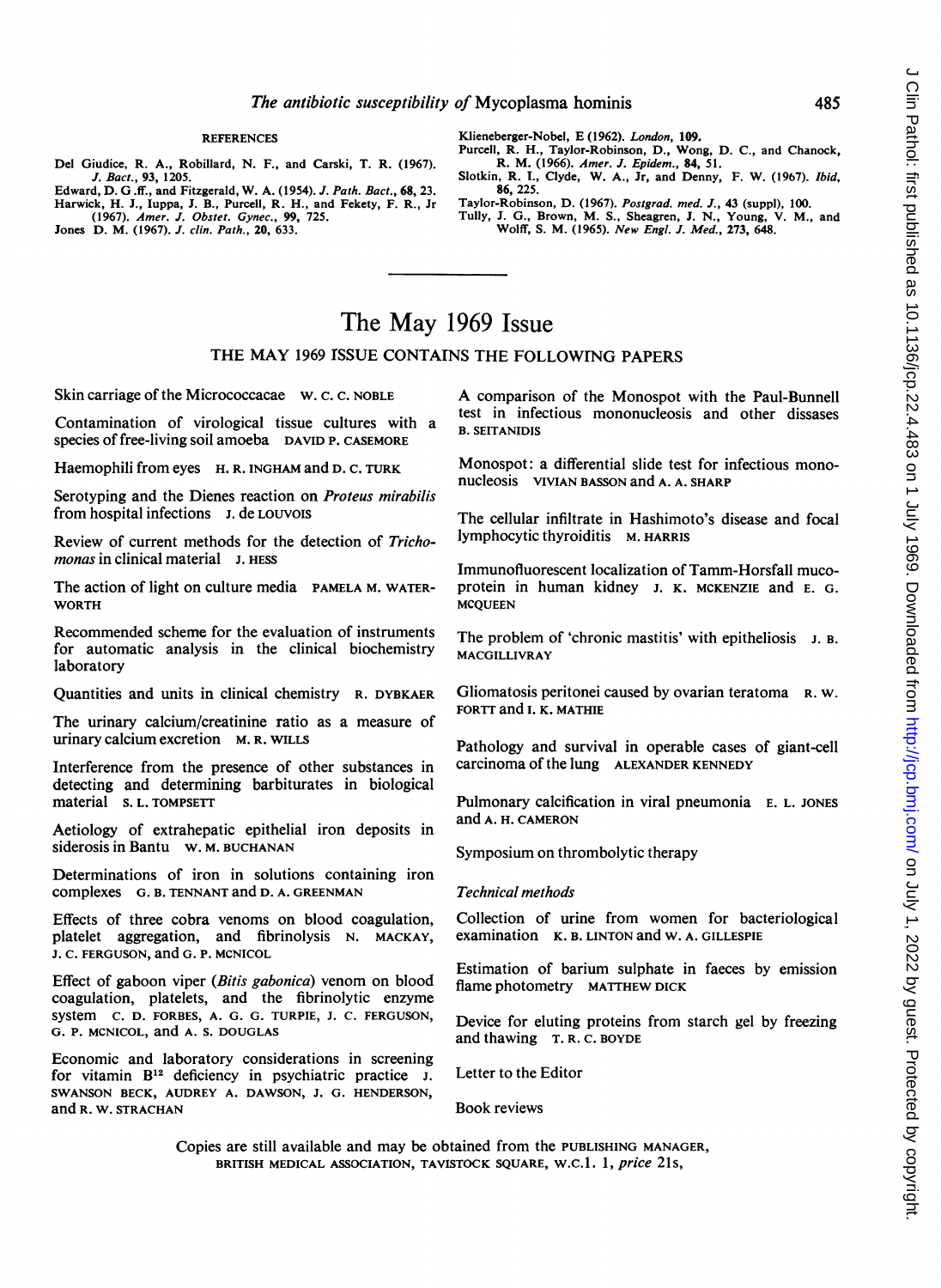## REFERENCES

Del Giudice, R. A., Robillard, N. F., and Carski, T. R. (1967). *J. Bact.*, **93**, 1205.

Edward, D. G.ff., and Fitzgerald, W. A. (1954). *J. Path. Bact.*, **68**, 23.

Harwick, H. J., Iuppa, J. B., Purcell, R. H., and Fekety, F. R., Jr (1967). *Amer. J. Obstet. Gynec.*, **99**, 725.

Jones D. M. (1967). *J. clin. Path.*, **20**, 633.

Klieneberger-Nobel, E (1962). *London*, **109.**

Purcell, R. H., Taylor-Robinson, D., Wong, D. C., and Chanock, R. M. (1966). *Amer. J. Epidem.*, **84**, 51.

Slotkin, R. I., Clyde, W. A., Jr, and Denny, F. W. (1967). *Ibid*, **86**, 225.

Taylor-Robinson, D. (1967). *Postgrad. med. J.*, 43 (suppl), 100.

Tully, J. G., Brown, M. S., Sheagren, J. N., Young, V. M., and Wolff, S. M. (1965). *New Engl. J. Med.*, **273**, 648.

# The May 1969 Issue

## THE MAY 1969 ISSUE CONTAINS THE FOLLOWING PAPERS

Skin carriage of the Micrococcacae W. C. C. NOBLE

Contamination of virological tissue cultures with a species of free-living soil amoeba DAVID P. CASEMORE

Haemophili from eyes H. R. INGHAM and D. C. TURK

Serotyping and the Dienes reaction on *Proteus mirabilis* from hospital infections J. de LOUVOIS

Review of current methods for the detection of *Trichomonas* in clinical material J. HESS

The action of light on culture media PAMELA M. WATERWORTH

Recommended scheme for the evaluation of instruments for automatic analysis in the clinical biochemistry laboratory

Quantities and units in clinical chemistry R. DYBKAER

The urinary calcium/creatinine ratio as a measure of urinary calcium excretion M. R. WILLS

Interference from the presence of other substances in detecting and determining barbiturates in biological material S. L. TOMPSETT

Aetiology of extrahepatic epithelial iron deposits in siderosis in Bantu W. M. BUCHANAN

Determinations of iron in solutions containing iron complexes G. B. TENNANT and D. A. GREENMAN

Effects of three cobra venoms on blood coagulation, platelet aggregation, and fibrinolysis N. MACKAY, J. C. FERGUSON, and G. P. MCNICOL

Effect of gaboon viper (*Bitis gabonica*) venom on blood coagulation, platelets, and the fibrinolytic enzyme system C. D. FORBES, A. G. G. TURPIE, J. C. FERGUSON, G. P. MCNICOL, and A. S. DOUGLAS

Economic and laboratory considerations in screening for vitamin B12 deficiency in psychiatric practice J. SWANSON BECK, AUDREY A. DAWSON, J. G. HENDERSON, and R. W. STRACHAN

A comparison of the Monospot with the Paul-Bunnell test in infectious mononucleosis and other dissases B. SEITANIDIS

Monospot: a differential slide test for infectious mononucleosis VIVIAN BASSON and A. A. SHARP

The cellular infiltrate in Hashimoto's disease and focal lymphocytic thyroiditis M. HARRIS

Immunofluorescent localization of Tamm-Horsfall mucoprotein in human kidney J. K. MCKENZIE and E. G. MCQUEEN

The problem of 'chronic mastitis' with epitheliosis J. B. MACGILLIVRAY

Gliomatosis peritonei caused by ovarian teratoma R. W. FORTT and I. K. MATHIE

Pathology and survival in operable cases of giant-cell carcinoma of the lung ALEXANDER KENNEDY

Pulmonary calcification in viral pneumonia E. L. JONES and A. H. CAMERON

Symposium on thrombolytic therapy

*Technical methods*

Collection of urine from women for bacteriological examination K. B. LINTON and W. A. GILLESPIE

Estimation of barium sulphate in faeces by emission flame photometry MATTHEW DICK

Device for eluting proteins from starch gel by freezing and thawing T. R. C. BOYDE

Letter to the Editor

Book reviews

Copies are still available and may be obtained from the PUBLISHING MANAGER, BRITISH MEDICAL ASSOCIATION, TAVISTOCK SQUARE, W.C.1. 1, *price* 21s,